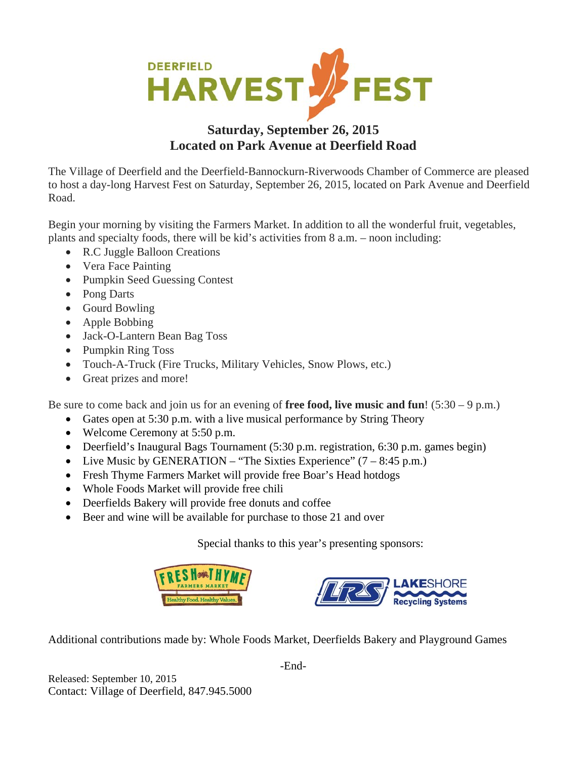# DEERFIELD HARVEST FEST

**Saturday, September 26, 2015**
**Located on Park Avenue at Deerfield Road**

The Village of Deerfield and the Deerfield-Bannockburn-Riverwoods Chamber of Commerce are pleased to host a day-long Harvest Fest on Saturday, September 26, 2015, located on Park Avenue and Deerfield Road.

Begin your morning by visiting the Farmers Market. In addition to all the wonderful fruit, vegetables, plants and specialty foods, there will be kid's activities from 8 a.m. – noon including:

- R.C Juggle Balloon Creations
- Vera Face Painting
- Pumpkin Seed Guessing Contest
- Pong Darts
- Gourd Bowling
- Apple Bobbing
- Jack-O-Lantern Bean Bag Toss
- Pumpkin Ring Toss
- Touch-A-Truck (Fire Trucks, Military Vehicles, Snow Plows, etc.)
- Great prizes and more!

Be sure to come back and join us for an evening of **free food, live music and fun**! (5:30 – 9 p.m.)

- Gates open at 5:30 p.m. with a live musical performance by String Theory
- Welcome Ceremony at 5:50 p.m.
- Deerfield's Inaugural Bags Tournament (5:30 p.m. registration, 6:30 p.m. games begin)
- Live Music by GENERATION – "The Sixties Experience" (7 – 8:45 p.m.)
- Fresh Thyme Farmers Market will provide free Boar's Head hotdogs
- Whole Foods Market will provide free chili
- Deerfields Bakery will provide free donuts and coffee
- Beer and wine will be available for purchase to those 21 and over

Special thanks to this year's presenting sponsors:

FRESH THYME FARMERS MARKET — Healthy Food. Healthy Values.

LRS LAKESHORE Recycling Systems

Additional contributions made by: Whole Foods Market, Deerfields Bakery and Playground Games

-End-

Released: September 10, 2015
Contact: Village of Deerfield, 847.945.5000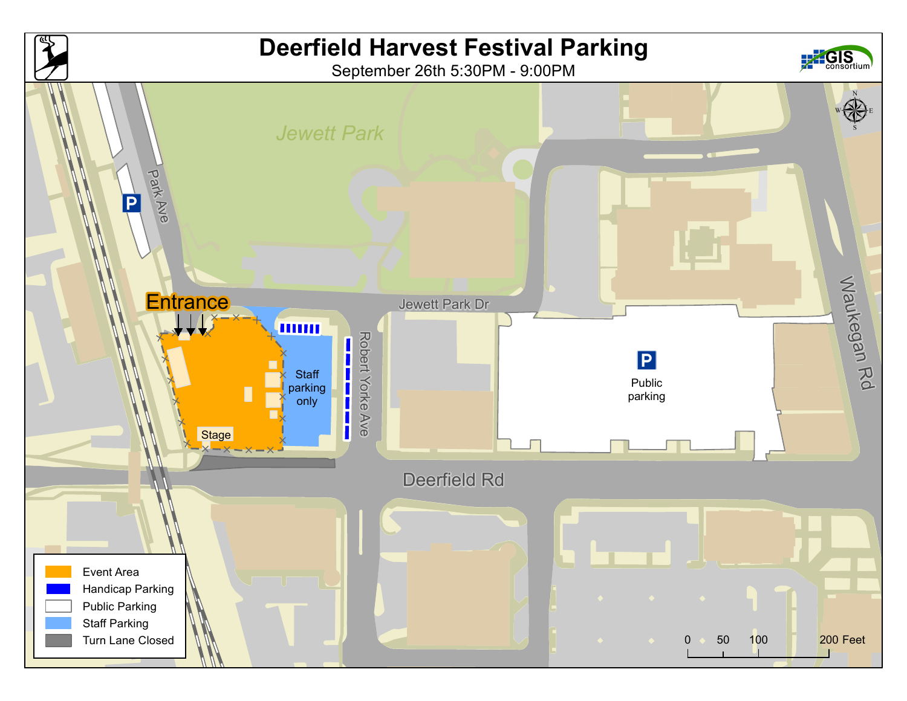# Deerfield Harvest Festival Parking

September 26th 5:30PM - 9:00PM

GIS consortium

Jewett Park

Park Ave

Jewett Park Dr

Entrance

Staff parking only

Stage

Robert Yorke Ave

Public parking

Waukegan Rd

Deerfield Rd

Event Area
Handicap Parking
Public Parking
Staff Parking
Turn Lane Closed

0 50 100 200 Feet